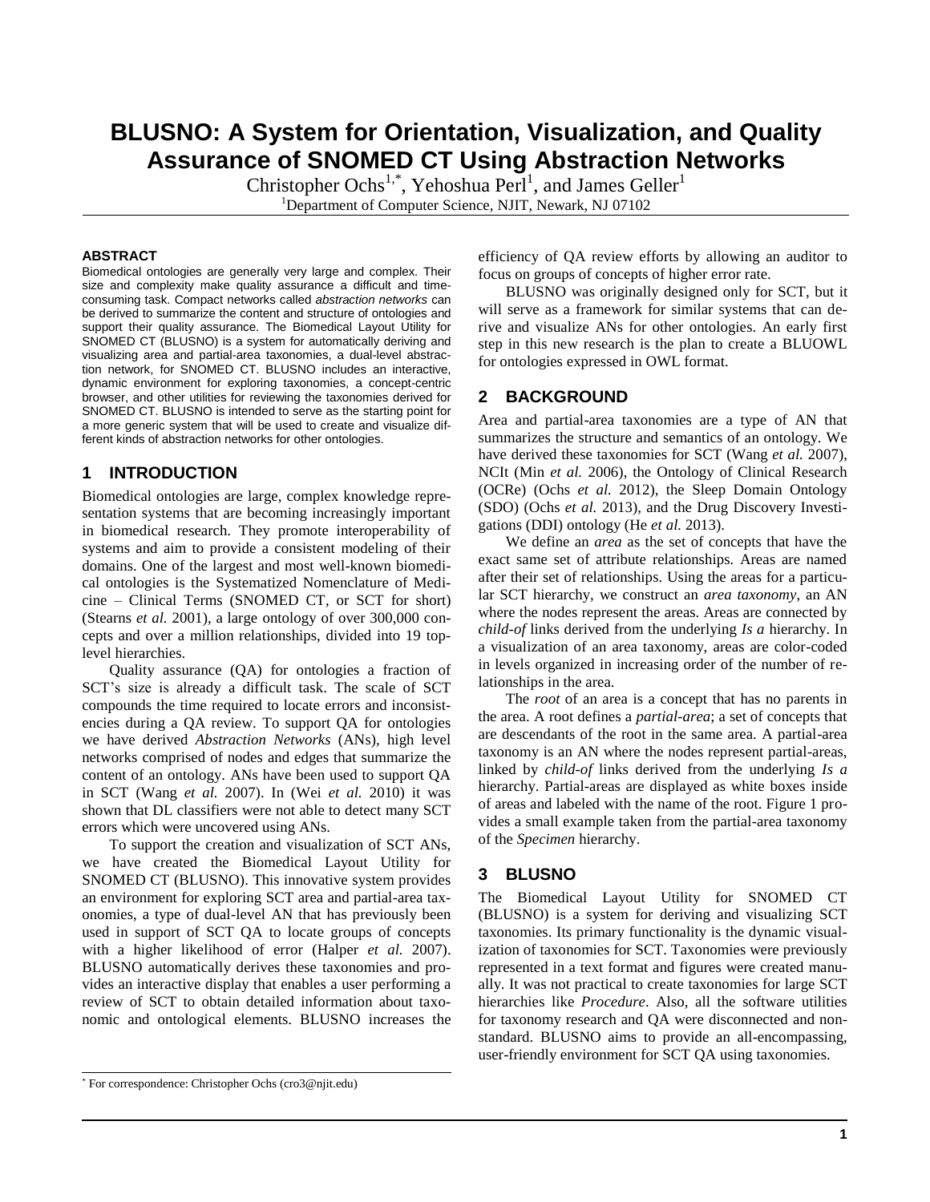# BLUSNO: A System for Orientation, Visualization, and Quality Assurance of SNOMED CT Using Abstraction Networks

Christopher Ochs[1,*], Yehoshua Perl[1], and James Geller[1]

[1]Department of Computer Science, NJIT, Newark, NJ 07102

#### ABSTRACT

Biomedical ontologies are generally very large and complex. Their size and complexity make quality assurance a difficult and time-consuming task. Compact networks called *abstraction networks* can be derived to summarize the content and structure of ontologies and support their quality assurance. The Biomedical Layout Utility for SNOMED CT (BLUSNO) is a system for automatically deriving and visualizing area and partial-area taxonomies, a dual-level abstraction network, for SNOMED CT. BLUSNO includes an interactive, dynamic environment for exploring taxonomies, a concept-centric browser, and other utilities for reviewing the taxonomies derived for SNOMED CT. BLUSNO is intended to serve as the starting point for a more generic system that will be used to create and visualize different kinds of abstraction networks for other ontologies.

## 1 INTRODUCTION

Biomedical ontologies are large, complex knowledge representation systems that are becoming increasingly important in biomedical research. They promote interoperability of systems and aim to provide a consistent modeling of their domains. One of the largest and most well-known biomedical ontologies is the Systematized Nomenclature of Medicine – Clinical Terms (SNOMED CT, or SCT for short) (Stearns *et al.* 2001), a large ontology of over 300,000 concepts and over a million relationships, divided into 19 top-level hierarchies.

Quality assurance (QA) for ontologies a fraction of SCT's size is already a difficult task. The scale of SCT compounds the time required to locate errors and inconsistencies during a QA review. To support QA for ontologies we have derived *Abstraction Networks* (ANs), high level networks comprised of nodes and edges that summarize the content of an ontology. ANs have been used to support QA in SCT (Wang *et al.* 2007). In (Wei *et al.* 2010) it was shown that DL classifiers were not able to detect many SCT errors which were uncovered using ANs.

To support the creation and visualization of SCT ANs, we have created the Biomedical Layout Utility for SNOMED CT (BLUSNO). This innovative system provides an environment for exploring SCT area and partial-area taxonomies, a type of dual-level AN that has previously been used in support of SCT QA to locate groups of concepts with a higher likelihood of error (Halper *et al.* 2007). BLUSNO automatically derives these taxonomies and provides an interactive display that enables a user performing a review of SCT to obtain detailed information about taxonomic and ontological elements. BLUSNO increases the efficiency of QA review efforts by allowing an auditor to focus on groups of concepts of higher error rate.

BLUSNO was originally designed only for SCT, but it will serve as a framework for similar systems that can derive and visualize ANs for other ontologies. An early first step in this new research is the plan to create a BLUOWL for ontologies expressed in OWL format.

## 2 BACKGROUND

Area and partial-area taxonomies are a type of AN that summarizes the structure and semantics of an ontology. We have derived these taxonomies for SCT (Wang *et al.* 2007), NCIt (Min *et al.* 2006), the Ontology of Clinical Research (OCRe) (Ochs *et al.* 2012), the Sleep Domain Ontology (SDO) (Ochs *et al.* 2013), and the Drug Discovery Investigations (DDI) ontology (He *et al.* 2013).

We define an *area* as the set of concepts that have the exact same set of attribute relationships. Areas are named after their set of relationships. Using the areas for a particular SCT hierarchy, we construct an *area taxonomy*, an AN where the nodes represent the areas. Areas are connected by *child-of* links derived from the underlying *Is a* hierarchy. In a visualization of an area taxonomy, areas are color-coded in levels organized in increasing order of the number of relationships in the area.

The *root* of an area is a concept that has no parents in the area. A root defines a *partial-area*; a set of concepts that are descendants of the root in the same area. A partial-area taxonomy is an AN where the nodes represent partial-areas, linked by *child-of* links derived from the underlying *Is a* hierarchy. Partial-areas are displayed as white boxes inside of areas and labeled with the name of the root. Figure 1 provides a small example taken from the partial-area taxonomy of the *Specimen* hierarchy.

## 3 BLUSNO

The Biomedical Layout Utility for SNOMED CT (BLUSNO) is a system for deriving and visualizing SCT taxonomies. Its primary functionality is the dynamic visualization of taxonomies for SCT. Taxonomies were previously represented in a text format and figures were created manually. It was not practical to create taxonomies for large SCT hierarchies like *Procedure*. Also, all the software utilities for taxonomy research and QA were disconnected and nonstandard. BLUSNO aims to provide an all-encompassing, user-friendly environment for SCT QA using taxonomies.

---

[*] For correspondence: Christopher Ochs (cro3@njit.edu)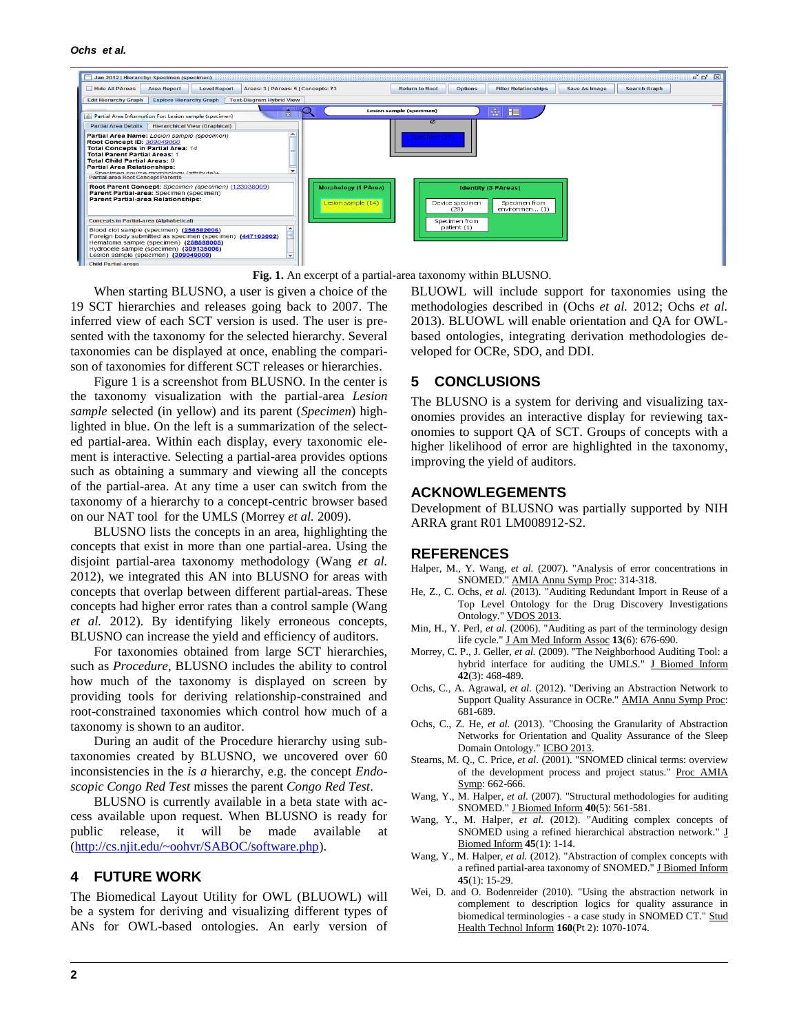**Fig. 1.** An excerpt of a partial-area taxonomy within BLUSNO.

When starting BLUSNO, a user is given a choice of the 19 SCT hierarchies and releases going back to 2007. The inferred view of each SCT version is used. The user is presented with the taxonomy for the selected hierarchy. Several taxonomies can be displayed at once, enabling the comparison of taxonomies for different SCT releases or hierarchies.

Figure 1 is a screenshot from BLUSNO. In the center is the taxonomy visualization with the partial-area *Lesion sample* selected (in yellow) and its parent (*Specimen*) highlighted in blue. On the left is a summarization of the selected partial-area. Within each display, every taxonomic element is interactive. Selecting a partial-area provides options such as obtaining a summary and viewing all the concepts of the partial-area. At any time a user can switch from the taxonomy of a hierarchy to a concept-centric browser based on our NAT tool for the UMLS (Morrey *et al.* 2009).

BLUSNO lists the concepts in an area, highlighting the concepts that exist in more than one partial-area. Using the disjoint partial-area taxonomy methodology (Wang *et al.* 2012), we integrated this AN into BLUSNO for areas with concepts that overlap between different partial-areas. These concepts had higher error rates than a control sample (Wang *et al.* 2012). By identifying likely erroneous concepts, BLUSNO can increase the yield and efficiency of auditors.

For taxonomies obtained from large SCT hierarchies, such as *Procedure*, BLUSNO includes the ability to control how much of the taxonomy is displayed on screen by providing tools for deriving relationship-constrained and root-constrained taxonomies which control how much of a taxonomy is shown to an auditor.

During an audit of the Procedure hierarchy using sub-taxonomies created by BLUSNO, we uncovered over 60 inconsistencies in the *is a* hierarchy, e.g. the concept *Endoscopic Congo Red Test* misses the parent *Congo Red Test*.

BLUSNO is currently available in a beta state with access available upon request. When BLUSNO is ready for public release, it will be made available at (http://cs.njit.edu/~oohvr/SABOC/software.php).

## 4 FUTURE WORK

The Biomedical Layout Utility for OWL (BLUOWL) will be a system for deriving and visualizing different types of ANs for OWL-based ontologies. An early version of BLUOWL will include support for taxonomies using the methodologies described in (Ochs *et al.* 2012; Ochs *et al.* 2013). BLUOWL will enable orientation and QA for OWL-based ontologies, integrating derivation methodologies developed for OCRe, SDO, and DDI.

## 5 CONCLUSIONS

The BLUSNO is a system for deriving and visualizing taxonomies provides an interactive display for reviewing taxonomies to support QA of SCT. Groups of concepts with a higher likelihood of error are highlighted in the taxonomy, improving the yield of auditors.

## ACKNOWLEDGEMENTS

Development of BLUSNO was partially supported by NIH ARRA grant R01 LM008912-S2.

## REFERENCES

Halper, M., Y. Wang, *et al.* (2007). "Analysis of error concentrations in SNOMED." AMIA Annu Symp Proc: 314-318.

He, Z., C. Ochs, *et al.* (2013). "Auditing Redundant Import in Reuse of a Top Level Ontology for the Drug Discovery Investigations Ontology." VDOS 2013.

Min, H., Y. Perl, *et al.* (2006). "Auditing as part of the terminology design life cycle." J Am Med Inform Assoc **13**(6): 676-690.

Morrey, C. P., J. Geller, *et al.* (2009). "The Neighborhood Auditing Tool: a hybrid interface for auditing the UMLS." J Biomed Inform **42**(3): 468-489.

Ochs, C., A. Agrawal, *et al.* (2012). "Deriving an Abstraction Network to Support Quality Assurance in OCRe." AMIA Annu Symp Proc: 681-689.

Ochs, C., Z. He, *et al.* (2013). "Choosing the Granularity of Abstraction Networks for Orientation and Quality Assurance of the Sleep Domain Ontology." ICBO 2013.

Stearns, M. Q., C. Price, *et al.* (2001). "SNOMED clinical terms: overview of the development process and project status." Proc AMIA Symp: 662-666.

Wang, Y., M. Halper, *et al.* (2007). "Structural methodologies for auditing SNOMED." J Biomed Inform **40**(5): 561-581.

Wang, Y., M. Halper, *et al.* (2012). "Auditing complex concepts of SNOMED using a refined hierarchical abstraction network." J Biomed Inform **45**(1): 1-14.

Wang, Y., M. Halper, *et al.* (2012). "Abstraction of complex concepts with a refined partial-area taxonomy of SNOMED." J Biomed Inform **45**(1): 15-29.

Wei, D. and O. Bodenreider (2010). "Using the abstraction network in complement to description logics for quality assurance in biomedical terminologies - a case study in SNOMED CT." Stud Health Technol Inform **160**(Pt 2): 1070-1074.